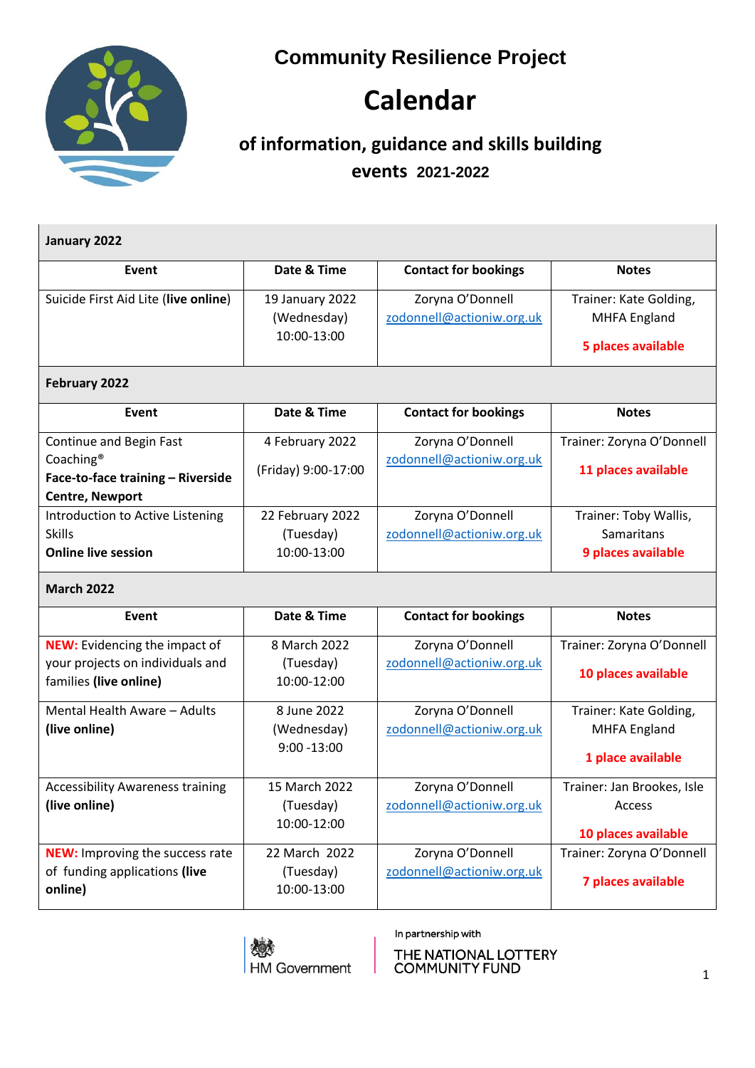# Community Resilience Project

# Calendar

## of information, guidance and skills building events 2021-2022

| **January 2022** | | | |
|---|---|---|---|
| **Event** | **Date & Time** | **Contact for bookings** | **Notes** |
| Suicide First Aid Lite (**live online**) | 19 January 2022 (Wednesday) 10:00-13:00 | Zoryna O'Donnell zodonnell@actioniw.org.uk | Trainer: Kate Golding, MHFA England **5 places available** |
| **February 2022** | | | |
| **Event** | **Date & Time** | **Contact for bookings** | **Notes** |
| Continue and Begin Fast Coaching® **Face-to-face training – Riverside Centre, Newport** | 4 February 2022 (Friday) 9:00-17:00 | Zoryna O'Donnell zodonnell@actioniw.org.uk | Trainer: Zoryna O'Donnell **11 places available** |
| Introduction to Active Listening Skills **Online live session** | 22 February 2022 (Tuesday) 10:00-13:00 | Zoryna O'Donnell zodonnell@actioniw.org.uk | Trainer: Toby Wallis, Samaritans **9 places available** |
| **March 2022** | | | |
| **Event** | **Date & Time** | **Contact for bookings** | **Notes** |
| **NEW:** Evidencing the impact of your projects on individuals and families (**live online**) | 8 March 2022 (Tuesday) 10:00-12:00 | Zoryna O'Donnell zodonnell@actioniw.org.uk | Trainer: Zoryna O'Donnell **10 places available** |
| Mental Health Aware – Adults **(live online)** | 8 June 2022 (Wednesday) 9:00 -13:00 | Zoryna O'Donnell zodonnell@actioniw.org.uk | Trainer: Kate Golding, MHFA England **1 place available** |
| Accessibility Awareness training **(live online)** | 15 March 2022 (Tuesday) 10:00-12:00 | Zoryna O'Donnell zodonnell@actioniw.org.uk | Trainer: Jan Brookes, Isle Access **10 places available** |
| **NEW:** Improving the success rate of funding applications **(live online)** | 22 March 2022 (Tuesday) 10:00-13:00 | Zoryna O'Donnell zodonnell@actioniw.org.uk | Trainer: Zoryna O'Donnell **7 places available** |

HM Government

In partnership with THE NATIONAL LOTTERY COMMUNITY FUND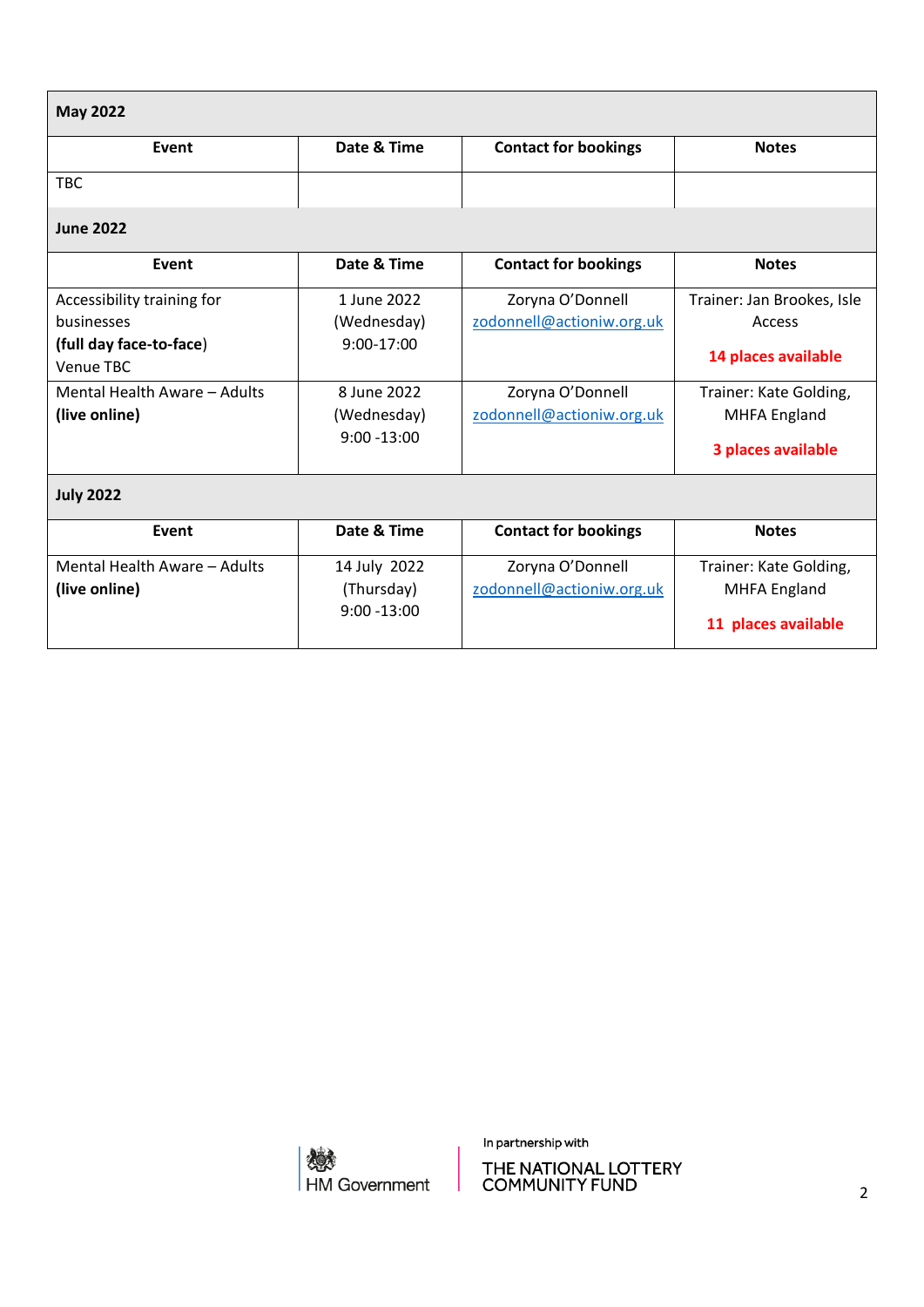| May 2022 | | | |
|---|---|---|---|
| **Event** | **Date & Time** | **Contact for bookings** | **Notes** |
| TBC | | | |
| **June 2022** | | | |
| **Event** | **Date & Time** | **Contact for bookings** | **Notes** |
| Accessibility training for businesses **(full day face-to-face)** Venue TBC | 1 June 2022 (Wednesday) 9:00-17:00 | Zoryna O'Donnell zodonnell@actioniw.org.uk | Trainer: Jan Brookes, Isle Access **14 places available** |
| Mental Health Aware – Adults **(live online)** | 8 June 2022 (Wednesday) 9:00 -13:00 | Zoryna O'Donnell zodonnell@actioniw.org.uk | Trainer: Kate Golding, MHFA England **3 places available** |
| **July 2022** | | | |
| **Event** | **Date & Time** | **Contact for bookings** | **Notes** |
| Mental Health Aware – Adults **(live online)** | 14 July 2022 (Thursday) 9:00 -13:00 | Zoryna O'Donnell zodonnell@actioniw.org.uk | Trainer: Kate Golding, MHFA England **11 places available** |

HM Government

In partnership with THE NATIONAL LOTTERY COMMUNITY FUND